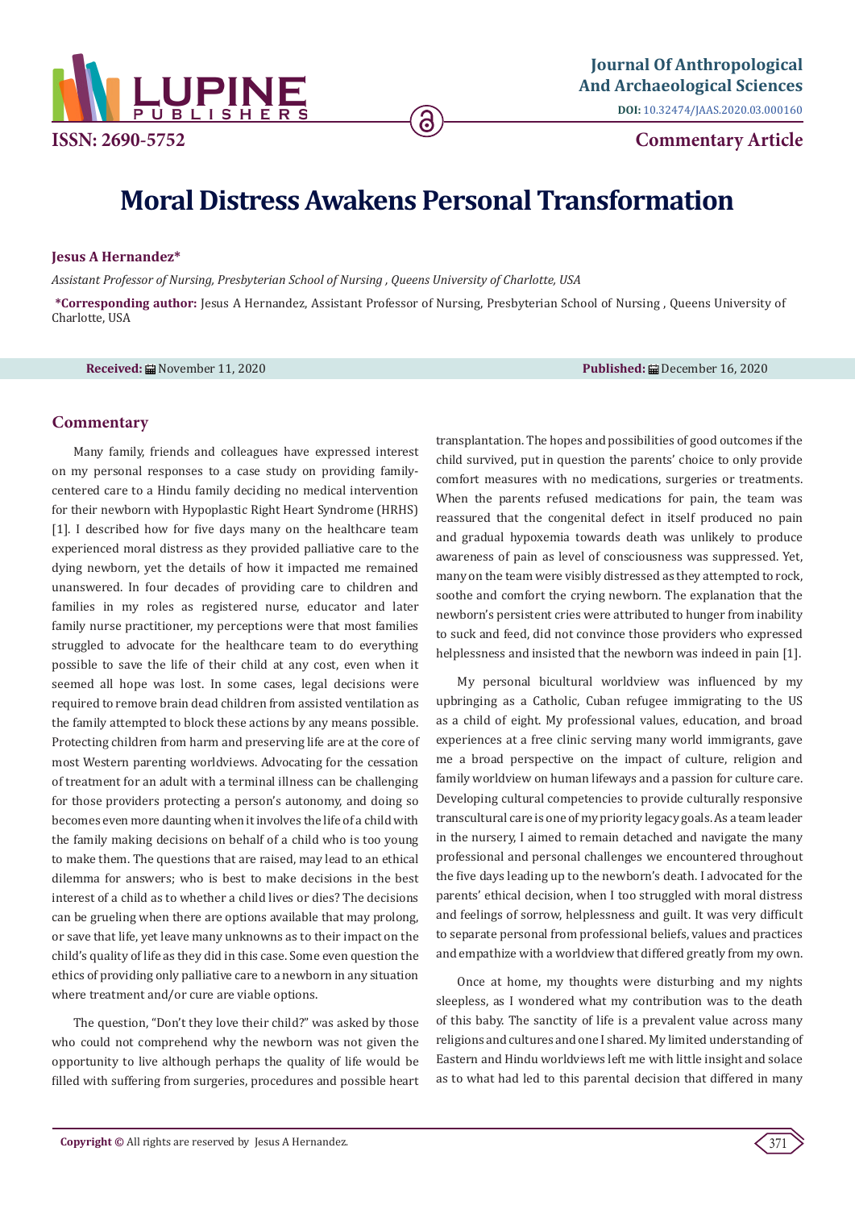Journal Of Anthropological And Archaeological Sciences

DOI: 10.32474/JAAS.2020.03.000160

ISSN: 2690-5752

Commentary Article

# Moral Distress Awakens Personal Transformation

**Jesus A Hernandez***

*Assistant Professor of Nursing, Presbyterian School of Nursing , Queens University of Charlotte, USA*

***Corresponding author:** Jesus A Hernandez, Assistant Professor of Nursing, Presbyterian School of Nursing , Queens University of Charlotte, USA

**Received:** November 11, 2020 **Published:** December 16, 2020

## Commentary

Many family, friends and colleagues have expressed interest on my personal responses to a case study on providing family-centered care to a Hindu family deciding no medical intervention for their newborn with Hypoplastic Right Heart Syndrome (HRHS) [1]. I described how for five days many on the healthcare team experienced moral distress as they provided palliative care to the dying newborn, yet the details of how it impacted me remained unanswered. In four decades of providing care to children and families in my roles as registered nurse, educator and later family nurse practitioner, my perceptions were that most families struggled to advocate for the healthcare team to do everything possible to save the life of their child at any cost, even when it seemed all hope was lost. In some cases, legal decisions were required to remove brain dead children from assisted ventilation as the family attempted to block these actions by any means possible. Protecting children from harm and preserving life are at the core of most Western parenting worldviews. Advocating for the cessation of treatment for an adult with a terminal illness can be challenging for those providers protecting a person's autonomy, and doing so becomes even more daunting when it involves the life of a child with the family making decisions on behalf of a child who is too young to make them. The questions that are raised, may lead to an ethical dilemma for answers; who is best to make decisions in the best interest of a child as to whether a child lives or dies? The decisions can be grueling when there are options available that may prolong, or save that life, yet leave many unknowns as to their impact on the child's quality of life as they did in this case. Some even question the ethics of providing only palliative care to a newborn in any situation where treatment and/or cure are viable options.

The question, "Don't they love their child?" was asked by those who could not comprehend why the newborn was not given the opportunity to live although perhaps the quality of life would be filled with suffering from surgeries, procedures and possible heart transplantation. The hopes and possibilities of good outcomes if the child survived, put in question the parents' choice to only provide comfort measures with no medications, surgeries or treatments. When the parents refused medications for pain, the team was reassured that the congenital defect in itself produced no pain and gradual hypoxemia towards death was unlikely to produce awareness of pain as level of consciousness was suppressed. Yet, many on the team were visibly distressed as they attempted to rock, soothe and comfort the crying newborn. The explanation that the newborn's persistent cries were attributed to hunger from inability to suck and feed, did not convince those providers who expressed helplessness and insisted that the newborn was indeed in pain [1].

My personal bicultural worldview was influenced by my upbringing as a Catholic, Cuban refugee immigrating to the US as a child of eight. My professional values, education, and broad experiences at a free clinic serving many world immigrants, gave me a broad perspective on the impact of culture, religion and family worldview on human lifeways and a passion for culture care. Developing cultural competencies to provide culturally responsive transcultural care is one of my priority legacy goals. As a team leader in the nursery, I aimed to remain detached and navigate the many professional and personal challenges we encountered throughout the five days leading up to the newborn's death. I advocated for the parents' ethical decision, when I too struggled with moral distress and feelings of sorrow, helplessness and guilt. It was very difficult to separate personal from professional beliefs, values and practices and empathize with a worldview that differed greatly from my own.

Once at home, my thoughts were disturbing and my nights sleepless, as I wondered what my contribution was to the death of this baby. The sanctity of life is a prevalent value across many religions and cultures and one I shared. My limited understanding of Eastern and Hindu worldviews left me with little insight and solace as to what had led to this parental decision that differed in many

**Copyright ©** All rights are reserved by Jesus A Hernandez.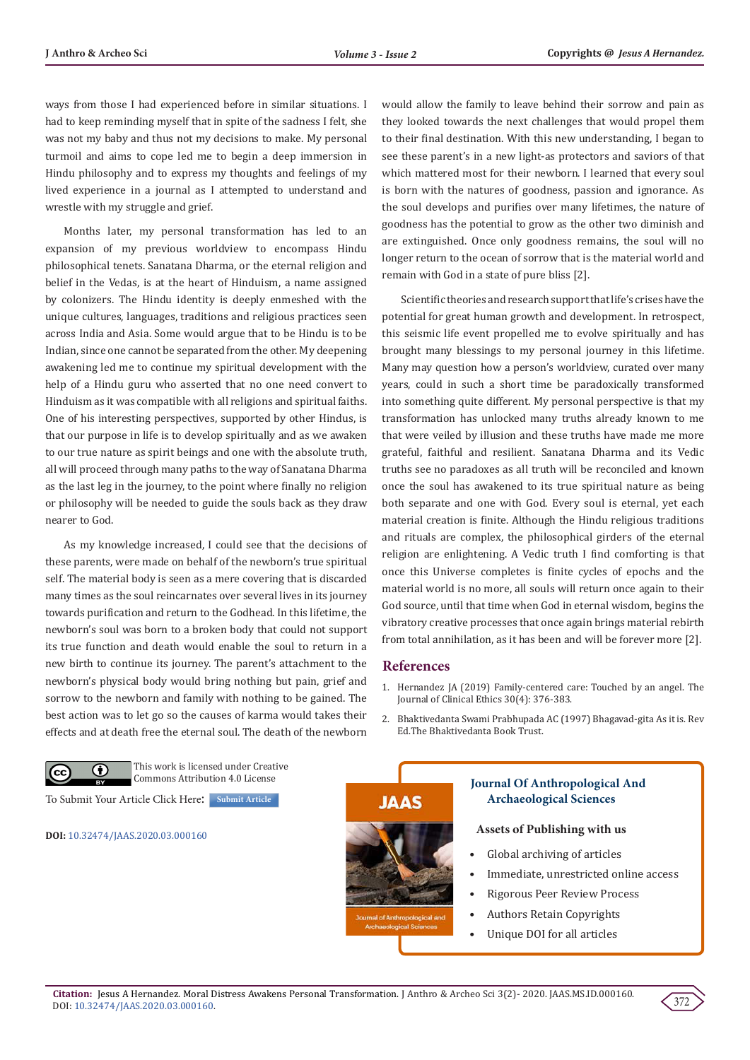ways from those I had experienced before in similar situations. I had to keep reminding myself that in spite of the sadness I felt, she was not my baby and thus not my decisions to make. My personal turmoil and aims to cope led me to begin a deep immersion in Hindu philosophy and to express my thoughts and feelings of my lived experience in a journal as I attempted to understand and wrestle with my struggle and grief.

Months later, my personal transformation has led to an expansion of my previous worldview to encompass Hindu philosophical tenets. Sanatana Dharma, or the eternal religion and belief in the Vedas, is at the heart of Hinduism, a name assigned by colonizers. The Hindu identity is deeply enmeshed with the unique cultures, languages, traditions and religious practices seen across India and Asia. Some would argue that to be Hindu is to be Indian, since one cannot be separated from the other. My deepening awakening led me to continue my spiritual development with the help of a Hindu guru who asserted that no one need convert to Hinduism as it was compatible with all religions and spiritual faiths. One of his interesting perspectives, supported by other Hindus, is that our purpose in life is to develop spiritually and as we awaken to our true nature as spirit beings and one with the absolute truth, all will proceed through many paths to the way of Sanatana Dharma as the last leg in the journey, to the point where finally no religion or philosophy will be needed to guide the souls back as they draw nearer to God.

As my knowledge increased, I could see that the decisions of these parents, were made on behalf of the newborn's true spiritual self. The material body is seen as a mere covering that is discarded many times as the soul reincarnates over several lives in its journey towards purification and return to the Godhead. In this lifetime, the newborn's soul was born to a broken body that could not support its true function and death would enable the soul to return in a new birth to continue its journey. The parent's attachment to the newborn's physical body would bring nothing but pain, grief and sorrow to the newborn and family with nothing to be gained. The best action was to let go so the causes of karma would takes their effects and at death free the eternal soul. The death of the newborn would allow the family to leave behind their sorrow and pain as they looked towards the next challenges that would propel them to their final destination. With this new understanding, I began to see these parent's in a new light-as protectors and saviors of that which mattered most for their newborn. I learned that every soul is born with the natures of goodness, passion and ignorance. As the soul develops and purifies over many lifetimes, the nature of goodness has the potential to grow as the other two diminish and are extinguished. Once only goodness remains, the soul will no longer return to the ocean of sorrow that is the material world and remain with God in a state of pure bliss [2].

Scientific theories and research support that life's crises have the potential for great human growth and development. In retrospect, this seismic life event propelled me to evolve spiritually and has brought many blessings to my personal journey in this lifetime. Many may question how a person's worldview, curated over many years, could in such a short time be paradoxically transformed into something quite different. My personal perspective is that my transformation has unlocked many truths already known to me that were veiled by illusion and these truths have made me more grateful, faithful and resilient. Sanatana Dharma and its Vedic truths see no paradoxes as all truth will be reconciled and known once the soul has awakened to its true spiritual nature as being both separate and one with God. Every soul is eternal, yet each material creation is finite. Although the Hindu religious traditions and rituals are complex, the philosophical girders of the eternal religion are enlightening. A Vedic truth I find comforting is that once this Universe completes is finite cycles of epochs and the material world is no more, all souls will return once again to their God source, until that time when God in eternal wisdom, begins the vibratory creative processes that once again brings material rebirth from total annihilation, as it has been and will be forever more [2].

## References

1. Hernandez JA (2019) Family-centered care: Touched by an angel. The Journal of Clinical Ethics 30(4): 376-383.
2. Bhaktivedanta Swami Prabhupada AC (1997) Bhagavad-gita As it is. Rev Ed.The Bhaktivedanta Book Trust.

This work is licensed under Creative Commons Attribution 4.0 License

To Submit Your Article Click Here: Submit Article

**DOI:** 10.32474/JAAS.2020.03.000160

**Journal Of Anthropological And Archaeological Sciences**

**Assets of Publishing with us**

- Global archiving of articles
- Immediate, unrestricted online access
- Rigorous Peer Review Process
- Authors Retain Copyrights
- Unique DOI for all articles

**Citation:** Jesus A Hernandez. Moral Distress Awakens Personal Transformation. J Anthro & Archeo Sci 3(2)- 2020. JAAS.MS.ID.000160. DOI: 10.32474/JAAS.2020.03.000160.